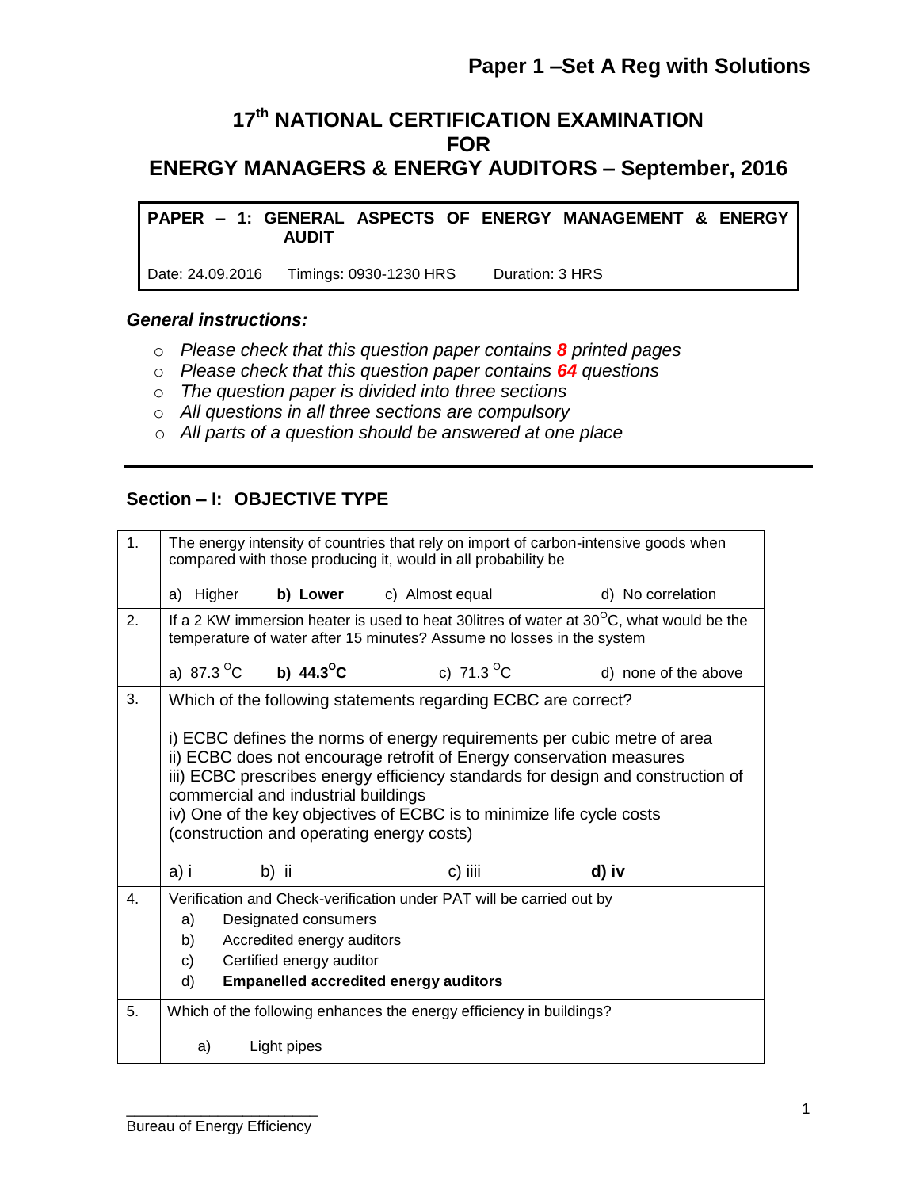# Paper 1 –Set A Reg with Solutions

## 17th NATIONAL CERTIFICATION EXAMINATION FOR ENERGY MANAGERS & ENERGY AUDITORS – September, 2016

**PAPER – 1: GENERAL ASPECTS OF ENERGY MANAGEMENT & ENERGY AUDIT**

Date: 24.09.2016 Timings: 0930-1230 HRS Duration: 3 HRS

***General instructions:***

- *Please check that this question paper contains **8** printed pages*
- *Please check that this question paper contains **64** questions*
- *The question paper is divided into three sections*
- *All questions in all three sections are compulsory*
- *All parts of a question should be answered at one place*

---

### Section – I: OBJECTIVE TYPE

| | |
|---|---|
| 1. | The energy intensity of countries that rely on import of carbon-intensive goods when compared with those producing it, would in all probability be<br><br>a) Higher **b) Lower** c) Almost equal d) No correlation |
| 2. | If a 2 KW immersion heater is used to heat 30litres of water at 30$^{O}$C, what would be the temperature of water after 15 minutes? Assume no losses in the system<br><br>a) 87.3 $^{O}$C **b) 44.3$^{O}$C** c) 71.3 $^{O}$C d) none of the above |
| 3. | Which of the following statements regarding ECBC are correct?<br><br>i) ECBC defines the norms of energy requirements per cubic metre of area<br>ii) ECBC does not encourage retrofit of Energy conservation measures<br>iii) ECBC prescribes energy efficiency standards for design and construction of commercial and industrial buildings<br>iv) One of the key objectives of ECBC is to minimize life cycle costs (construction and operating energy costs)<br><br>a) i b) ii c) iiii **d) iv** |
| 4. | Verification and Check-verification under PAT will be carried out by<br>a) Designated consumers<br>b) Accredited energy auditors<br>c) Certified energy auditor<br>d) **Empanelled accredited energy auditors** |
| 5. | Which of the following enhances the energy efficiency in buildings?<br><br>a) Light pipes |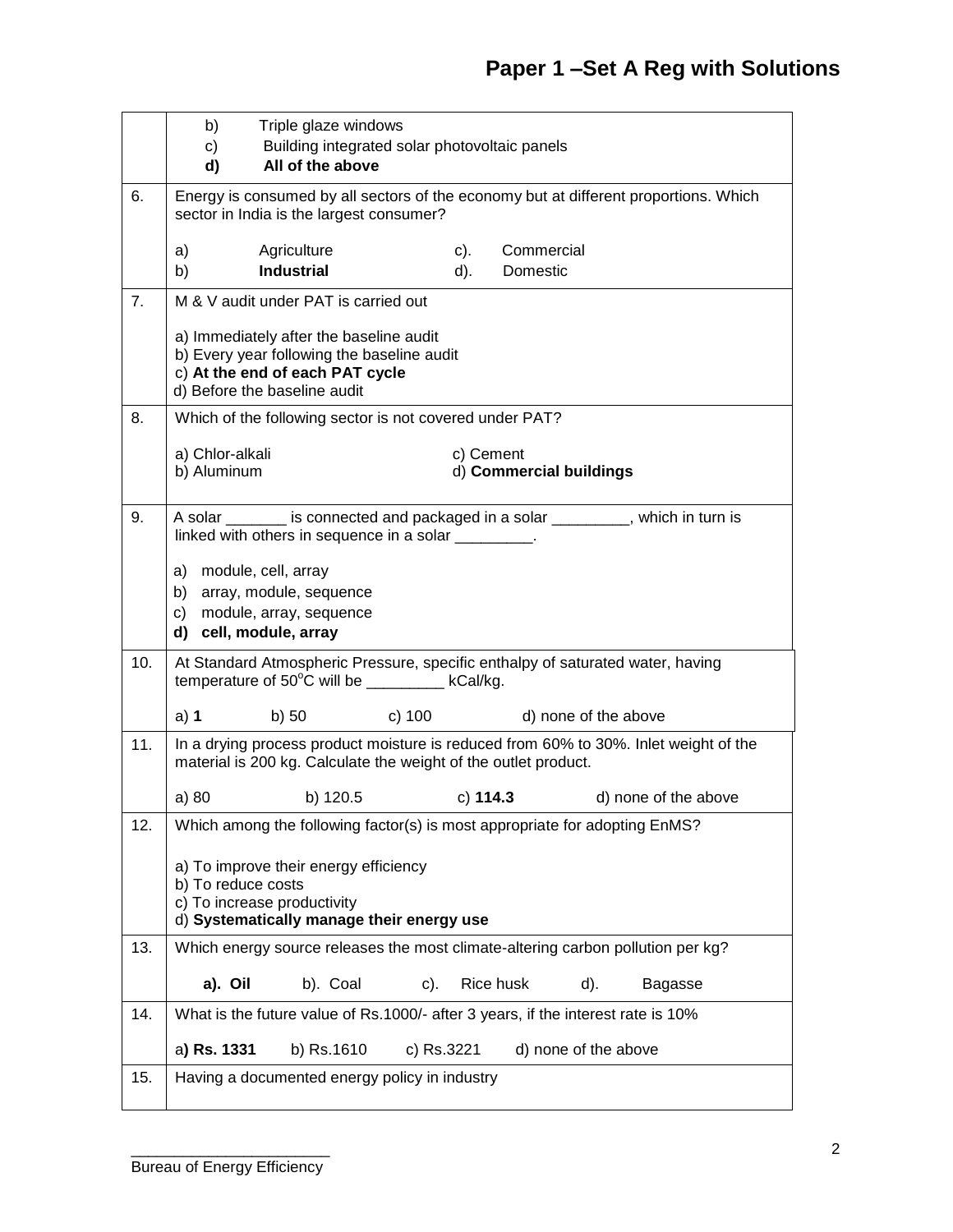| | |
|---|---|
| | b) Triple glaze windows<br>c) Building integrated solar photovoltaic panels<br>**d) All of the above** |
| 6. | Energy is consumed by all sectors of the economy but at different proportions. Which sector in India is the largest consumer?<br><br>a) Agriculture c). Commercial<br>b) **Industrial** d). Domestic |
| 7. | M & V audit under PAT is carried out<br><br>a) Immediately after the baseline audit<br>b) Every year following the baseline audit<br>c) **At the end of each PAT cycle**<br>d) Before the baseline audit |
| 8. | Which of the following sector is not covered under PAT?<br><br>a) Chlor-alkali c) Cement<br>b) Aluminum d) **Commercial buildings** |
| 9. | A solar _______ is connected and packaged in a solar _________, which in turn is linked with others in sequence in a solar _________.<br><br>a) module, cell, array<br>b) array, module, sequence<br>c) module, array, sequence<br>**d) cell, module, array** |
| 10. | At Standard Atmospheric Pressure, specific enthalpy of saturated water, having temperature of $50^oC$ will be _________ kCal/kg.<br><br>a) **1** b) 50 c) 100 d) none of the above |
| 11. | In a drying process product moisture is reduced from 60% to 30%. Inlet weight of the material is 200 kg. Calculate the weight of the outlet product.<br><br>a) 80 b) 120.5 c) **114.3** d) none of the above |
| 12. | Which among the following factor(s) is most appropriate for adopting EnMS?<br><br>a) To improve their energy efficiency<br>b) To reduce costs<br>c) To increase productivity<br>d) **Systematically manage their energy use** |
| 13. | Which energy source releases the most climate-altering carbon pollution per kg?<br><br>**a). Oil** b). Coal c). Rice husk d). Bagasse |
| 14. | What is the future value of Rs.1000/- after 3 years, if the interest rate is 10%<br><br>a**) Rs. 1331** b) Rs.1610 c) Rs.3221 d) none of the above |
| 15. | Having a documented energy policy in industry |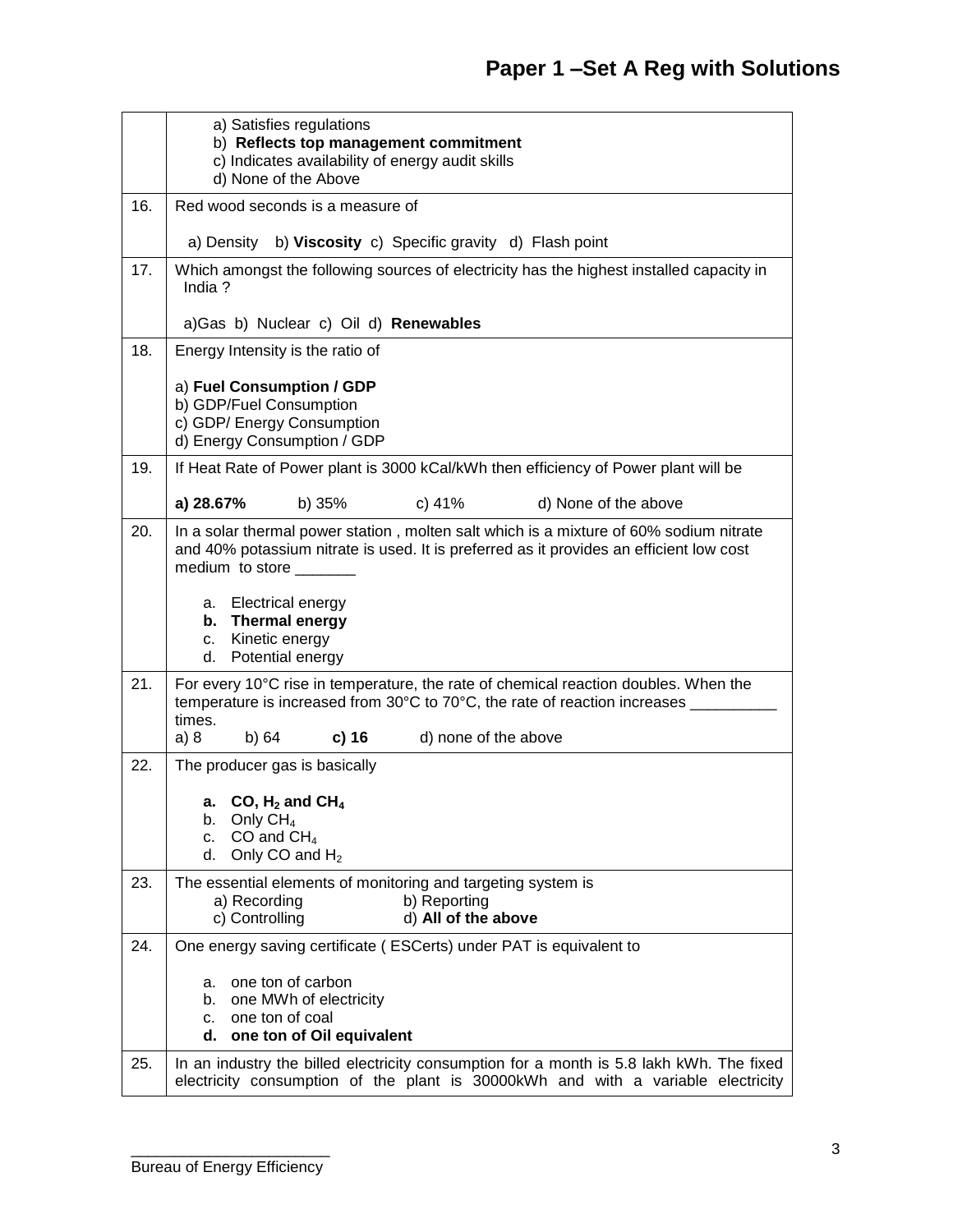| | |
|---|---|
| | a) Satisfies regulations<br>b) **Reflects top management commitment**<br>c) Indicates availability of energy audit skills<br>d) None of the Above |
| 16. | Red wood seconds is a measure of<br><br>a) Density b) **Viscosity** c) Specific gravity d) Flash point |
| 17. | Which amongst the following sources of electricity has the highest installed capacity in India ?<br><br>a)Gas b) Nuclear c) Oil d) **Renewables** |
| 18. | Energy Intensity is the ratio of<br><br>a) **Fuel Consumption / GDP**<br>b) GDP/Fuel Consumption<br>c) GDP/ Energy Consumption<br>d) Energy Consumption / GDP |
| 19. | If Heat Rate of Power plant is 3000 kCal/kWh then efficiency of Power plant will be<br><br>**a) 28.67%** b) 35% c) 41% d) None of the above |
| 20. | In a solar thermal power station , molten salt which is a mixture of 60% sodium nitrate and 40% potassium nitrate is used. It is preferred as it provides an efficient low cost medium to store _______<br><br>a. Electrical energy<br>**b. Thermal energy**<br>c. Kinetic energy<br>d. Potential energy |
| 21. | For every 10°C rise in temperature, the rate of chemical reaction doubles. When the temperature is increased from 30°C to 70°C, the rate of reaction increases __________ times.<br>a) 8 b) 64 **c) 16** d) none of the above |
| 22. | The producer gas is basically<br><br>**a. CO, $H_2$ and $CH_4$**<br>b. Only $CH_4$<br>c. CO and $CH_4$<br>d. Only CO and $H_2$ |
| 23. | The essential elements of monitoring and targeting system is<br>a) Recording b) Reporting<br>c) Controlling d) **All of the above** |
| 24. | One energy saving certificate ( ESCerts) under PAT is equivalent to<br><br>a. one ton of carbon<br>b. one MWh of electricity<br>c. one ton of coal<br>**d. one ton of Oil equivalent** |
| 25. | In an industry the billed electricity consumption for a month is 5.8 lakh kWh. The fixed electricity consumption of the plant is 30000kWh and with a variable electricity |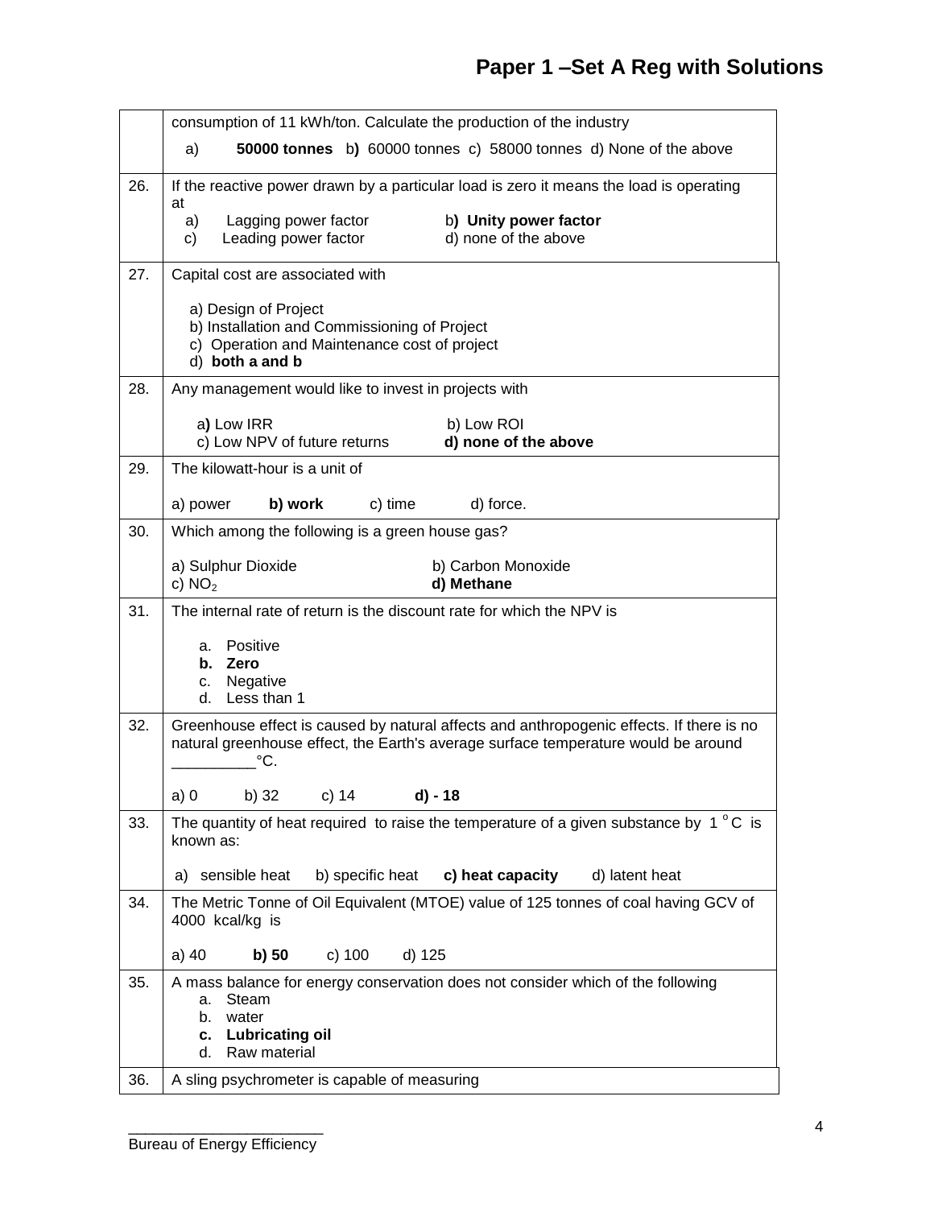| | |
|---|---|
| | consumption of 11 kWh/ton. Calculate the production of the industry<br>a) **50000 tonnes** b) 60000 tonnes c) 58000 tonnes d) None of the above |
| 26. | If the reactive power drawn by a particular load is zero it means the load is operating at<br>a) Lagging power factor b) **Unity power factor**<br>c) Leading power factor d) none of the above |
| 27. | Capital cost are associated with<br>a) Design of Project<br>b) Installation and Commissioning of Project<br>c) Operation and Maintenance cost of project<br>d) **both a and b** |
| 28. | Any management would like to invest in projects with<br>a) Low IRR b) Low ROI<br>c) Low NPV of future returns **d) none of the above** |
| 29. | The kilowatt-hour is a unit of<br>a) power **b) work** c) time d) force. |
| 30. | Which among the following is a green house gas?<br>a) Sulphur Dioxide b) Carbon Monoxide<br>c) $NO_2$ **d) Methane** |
| 31. | The internal rate of return is the discount rate for which the NPV is<br>a. Positive<br>**b. Zero**<br>c. Negative<br>d. Less than 1 |
| 32. | Greenhouse effect is caused by natural affects and anthropogenic effects. If there is no natural greenhouse effect, the Earth's average surface temperature would be around __________°C.<br>a) 0 b) 32 c) 14 **d) - 18** |
| 33. | The quantity of heat required to raise the temperature of a given substance by 1 °C is known as:<br>a) sensible heat b) specific heat **c) heat capacity** d) latent heat |
| 34. | The Metric Tonne of Oil Equivalent (MTOE) value of 125 tonnes of coal having GCV of 4000 kcal/kg is<br>a) 40 **b) 50** c) 100 d) 125 |
| 35. | A mass balance for energy conservation does not consider which of the following<br>a. Steam<br>b. water<br>**c. Lubricating oil**<br>d. Raw material |
| 36. | A sling psychrometer is capable of measuring |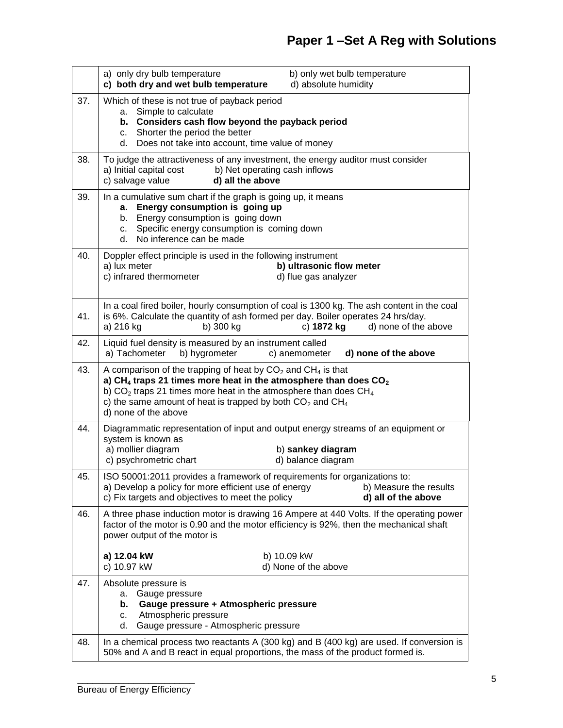| | |
|---|---|
| | a) only dry bulb temperature b) only wet bulb temperature **c) both dry and wet bulb temperature** d) absolute humidity |
| 37. | Which of these is not true of payback period<br>a. Simple to calculate<br>**b. Considers cash flow beyond the payback period**<br>c. Shorter the period the better<br>d. Does not take into account, time value of money |
| 38. | To judge the attractiveness of any investment, the energy auditor must consider<br>a) Initial capital cost b) Net operating cash inflows<br>c) salvage value **d) all the above** |
| 39. | In a cumulative sum chart if the graph is going up, it means<br>**a. Energy consumption is going up**<br>b. Energy consumption is going down<br>c. Specific energy consumption is coming down<br>d. No inference can be made |
| 40. | Doppler effect principle is used in the following instrument<br>a) lux meter **b) ultrasonic flow meter**<br>c) infrared thermometer d) flue gas analyzer |
| 41. | In a coal fired boiler, hourly consumption of coal is 1300 kg. The ash content in the coal is 6%. Calculate the quantity of ash formed per day. Boiler operates 24 hrs/day.<br>a) 216 kg b) 300 kg c) **1872 kg** d) none of the above |
| 42. | Liquid fuel density is measured by an instrument called<br>a) Tachometer b) hygrometer c) anemometer **d) none of the above** |
| 43. | A comparison of the trapping of heat by $CO_2$ and $CH_4$ is that<br>**a) $CH_4$ traps 21 times more heat in the atmosphere than does $CO_2$**<br>b) $CO_2$ traps 21 times more heat in the atmosphere than does $CH_4$<br>c) the same amount of heat is trapped by both $CO_2$ and $CH_4$<br>d) none of the above |
| 44. | Diagrammatic representation of input and output energy streams of an equipment or system is known as<br>a) mollier diagram b) **sankey diagram**<br>c) psychrometric chart d) balance diagram |
| 45. | ISO 50001:2011 provides a framework of requirements for organizations to:<br>a) Develop a policy for more efficient use of energy b) Measure the results<br>c) Fix targets and objectives to meet the policy **d) all of the above** |
| 46. | A three phase induction motor is drawing 16 Ampere at 440 Volts. If the operating power factor of the motor is 0.90 and the motor efficiency is 92%, then the mechanical shaft power output of the motor is<br><br>**a) 12.04 kW** b) 10.09 kW<br>c) 10.97 kW d) None of the above |
| 47. | Absolute pressure is<br>a. Gauge pressure<br>**b. Gauge pressure + Atmospheric pressure**<br>c. Atmospheric pressure<br>d. Gauge pressure - Atmospheric pressure |
| 48. | In a chemical process two reactants A (300 kg) and B (400 kg) are used. If conversion is 50% and A and B react in equal proportions, the mass of the product formed is. |

Bureau of Energy Efficiency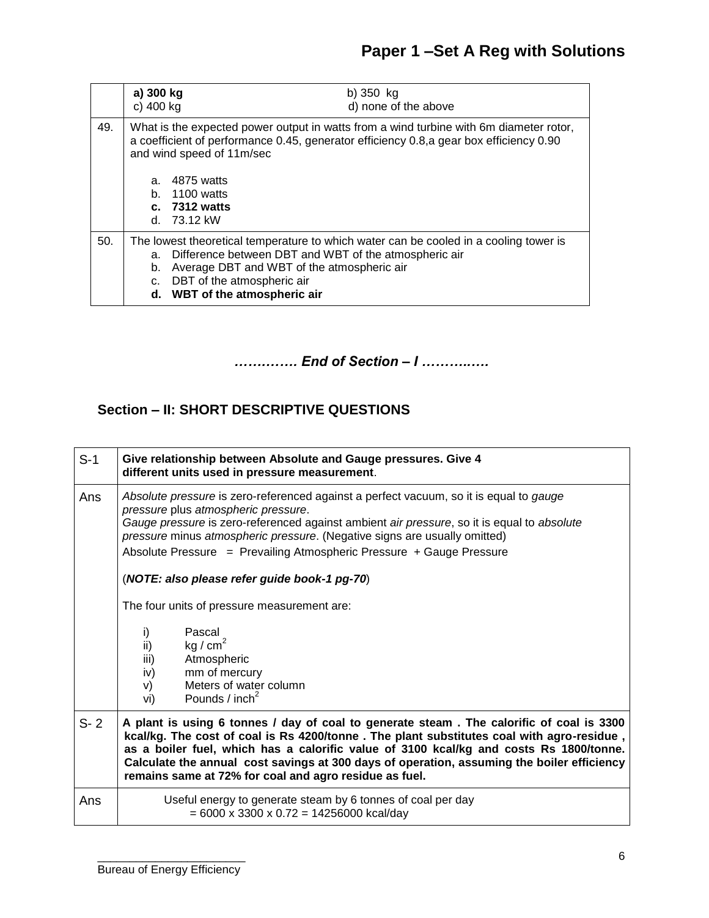| | | |
|---|---|---|
| | **a) 300 kg**<br>c) 400 kg | b) 350 kg<br>d) none of the above |
| 49. | What is the expected power output in watts from a wind turbine with 6m diameter rotor, a coefficient of performance 0.45, generator efficiency 0.8,a gear box efficiency 0.90 and wind speed of 11m/sec<br><br>a. 4875 watts<br>b. 1100 watts<br>**c. 7312 watts**<br>d. 73.12 kW | |
| 50. | The lowest theoretical temperature to which water can be cooled in a cooling tower is<br>a. Difference between DBT and WBT of the atmospheric air<br>b. Average DBT and WBT of the atmospheric air<br>c. DBT of the atmospheric air<br>**d. WBT of the atmospheric air** | |

***…………. End of Section – I ………..….***

## Section – II: SHORT DESCRIPTIVE QUESTIONS

| | |
|---|---|
| S-1 | **Give relationship between Absolute and Gauge pressures. Give 4 different units used in pressure measurement**. |
| Ans | *Absolute pressure* is zero-referenced against a perfect vacuum, so it is equal to *gauge pressure* plus *atmospheric pressure*.<br>*Gauge pressure* is zero-referenced against ambient *air pressure*, so it is equal to *absolute pressure* minus *atmospheric pressure*. (Negative signs are usually omitted)<br>Absolute Pressure = Prevailing Atmospheric Pressure + Gauge Pressure<br><br>(***NOTE: also please refer guide book-1 pg-70***)<br><br>The four units of pressure measurement are:<br><br>i) Pascal<br>ii) kg / $cm^2$<br>iii) Atmospheric<br>iv) mm of mercury<br>v) Meters of water column<br>vi) Pounds / $inch^2$ |
| S- 2 | **A plant is using 6 tonnes / day of coal to generate steam . The calorific of coal is 3300 kcal/kg. The cost of coal is Rs 4200/tonne . The plant substitutes coal with agro-residue , as a boiler fuel, which has a calorific value of 3100 kcal/kg and costs Rs 1800/tonne. Calculate the annual cost savings at 300 days of operation, assuming the boiler efficiency remains same at 72% for coal and agro residue as fuel.** |
| Ans | Useful energy to generate steam by 6 tonnes of coal per day<br>= 6000 x 3300 x 0.72 = 14256000 kcal/day |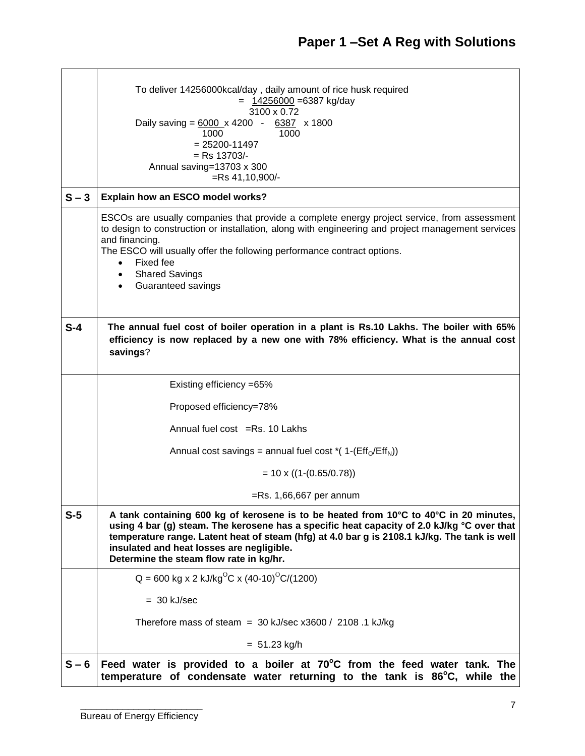| | |
|---|---|
| | To deliver 14256000kcal/day , daily amount of rice husk required $= \frac{14256000}{3100 \times 0.72} = 6387$ kg/day <br> Daily saving $= \frac{6000}{1000} \times 4200 - \frac{6387}{1000} \times 1800$ <br> $= 25200 - 11497$ <br> = Rs 13703/- <br> Annual saving=13703 x 300 <br> =Rs 41,10,900/- |
| **S – 3** | **Explain how an ESCO model works?** |
| | ESCOs are usually companies that provide a complete energy project service, from assessment to design to construction or installation, along with engineering and project management services and financing. <br> The ESCO will usually offer the following performance contract options. <br> • Fixed fee <br> • Shared Savings <br> • Guaranteed savings |
| **S-4** | **The annual fuel cost of boiler operation in a plant is Rs.10 Lakhs. The boiler with 65% efficiency is now replaced by a new one with 78% efficiency. What is the annual cost savings**? |
| | Existing efficiency =65% <br> Proposed efficiency=78% <br> Annual fuel cost =Rs. 10 Lakhs <br> Annual cost savings = annual fuel cost *( $1-(Eff_O/Eff_N)$) <br> $= 10 \times ((1-(0.65/0.78))$ <br> =Rs. 1,66,667 per annum |
| **S-5** | **A tank containing 600 kg of kerosene is to be heated from 10°C to 40°C in 20 minutes, using 4 bar (g) steam. The kerosene has a specific heat capacity of 2.0 kJ/kg °C over that temperature range. Latent heat of steam (hfg) at 4.0 bar g is 2108.1 kJ/kg. The tank is well insulated and heat losses are negligible. <br> Determine the steam flow rate in kg/hr.** |
| | Q = 600 kg x 2 kJ/kg$^{O}$C x (40-10)$^{O}$C/(1200) <br> = 30 kJ/sec <br> Therefore mass of steam = 30 kJ/sec x3600 / 2108 .1 kJ/kg <br> = 51.23 kg/h |
| **S – 6** | **Feed water is provided to a boiler at 70$^{o}$C from the feed water tank. The temperature of condensate water returning to the tank is 86$^{o}$C, while the** |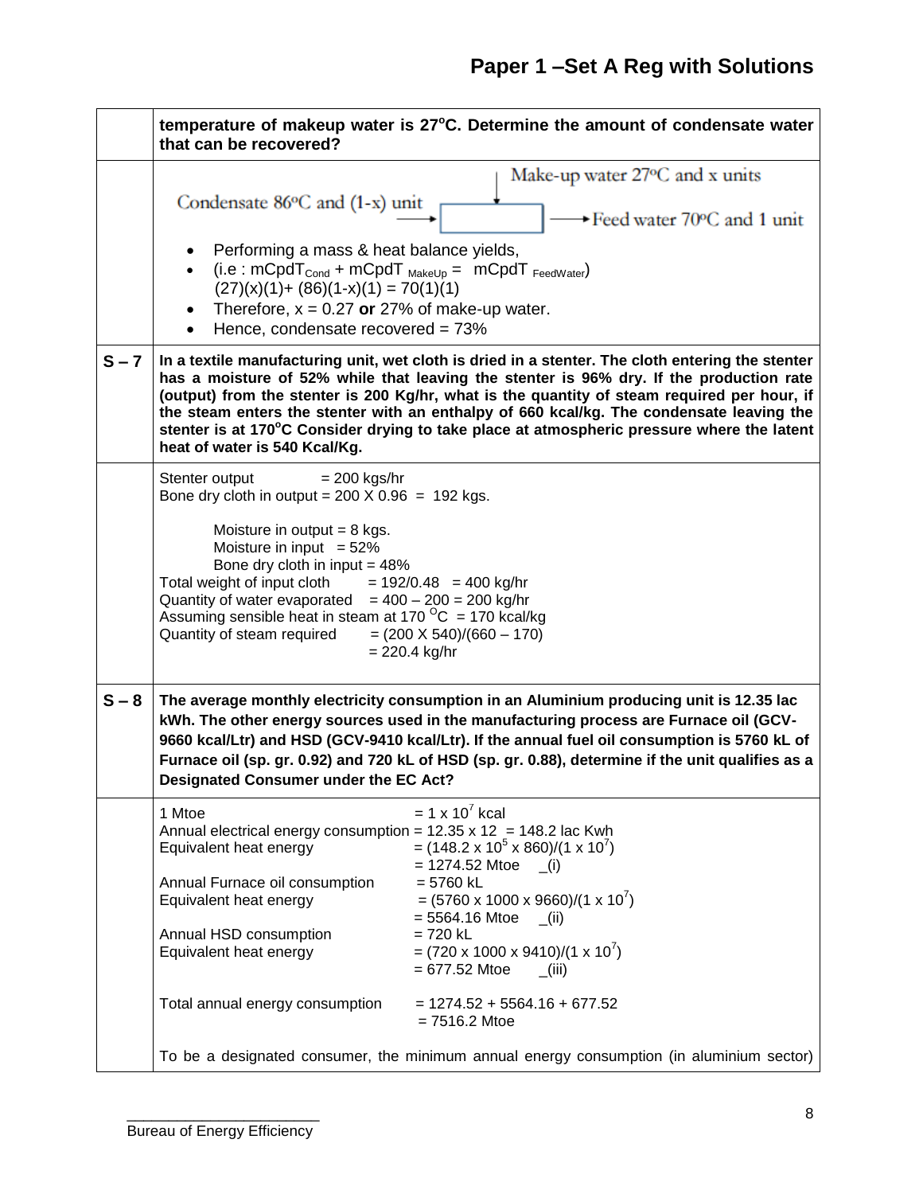| | |
|---|---|
| | **temperature of makeup water is 27°C. Determine the amount of condensate water that can be recovered?** |
| | Make-up water 27°C and x units<br>Condensate 86°C and (1-x) unit → [ ] → Feed water 70°C and 1 unit<br>• Performing a mass & heat balance yields,<br>• (i.e : $mCpdT_{Cond} + mCpdT_{MakeUp} = mCpdT_{FeedWater}$)<br>(27)(x)(1)+ (86)(1-x)(1) = 70(1)(1)<br>• Therefore, x = 0.27 **or** 27% of make-up water.<br>• Hence, condensate recovered = 73% |
| **S – 7** | **In a textile manufacturing unit, wet cloth is dried in a stenter. The cloth entering the stenter has a moisture of 52% while that leaving the stenter is 96% dry. If the production rate (output) from the stenter is 200 Kg/hr, what is the quantity of steam required per hour, if the steam enters the stenter with an enthalpy of 660 kcal/kg. The condensate leaving the stenter is at 170°C Consider drying to take place at atmospheric pressure where the latent heat of water is 540 Kcal/Kg.** |
| | Stenter output = 200 kgs/hr<br>Bone dry cloth in output = 200 X 0.96 = 192 kgs.<br><br>Moisture in output = 8 kgs.<br>Moisture in input = 52%<br>Bone dry cloth in input = 48%<br>Total weight of input cloth = 192/0.48 = 400 kg/hr<br>Quantity of water evaporated = 400 – 200 = 200 kg/hr<br>Assuming sensible heat in steam at 170 °C = 170 kcal/kg<br>Quantity of steam required = (200 X 540)/(660 – 170)<br>= 220.4 kg/hr |
| **S – 8** | **The average monthly electricity consumption in an Aluminium producing unit is 12.35 lac kWh. The other energy sources used in the manufacturing process are Furnace oil (GCV-9660 kcal/Ltr) and HSD (GCV-9410 kcal/Ltr). If the annual fuel oil consumption is 5760 kL of Furnace oil (sp. gr. 0.92) and 720 kL of HSD (sp. gr. 0.88), determine if the unit qualifies as a Designated Consumer under the EC Act?** |
| | 1 Mtoe = $1 \times 10^7$ kcal<br>Annual electrical energy consumption = 12.35 x 12 = 148.2 lac Kwh<br>Equivalent heat energy = $(148.2 \times 10^5 \times 860)/(1 \times 10^7)$<br>= 1274.52 Mtoe _(i)<br>Annual Furnace oil consumption = 5760 kL<br>Equivalent heat energy = $(5760 \times 1000 \times 9660)/(1 \times 10^7)$<br>= 5564.16 Mtoe _(ii)<br>Annual HSD consumption = 720 kL<br>Equivalent heat energy = $(720 \times 1000 \times 9410)/(1 \times 10^7)$<br>= 677.52 Mtoe _(iii)<br><br>Total annual energy consumption = 1274.52 + 5564.16 + 677.52<br>= 7516.2 Mtoe<br><br>To be a designated consumer, the minimum annual energy consumption (in aluminium sector) |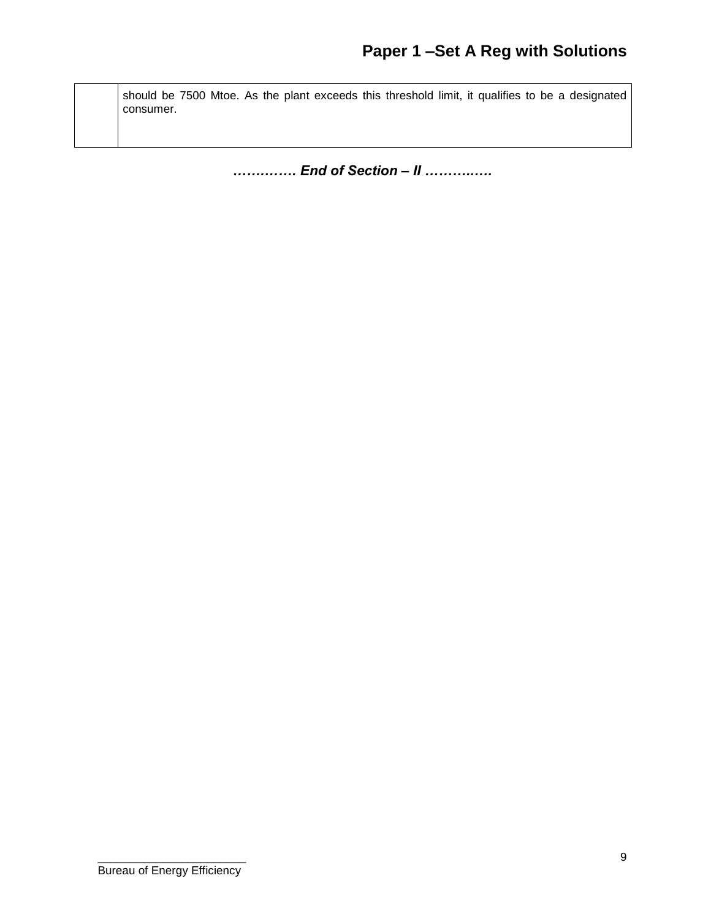| | |
|---|---|
| | should be 7500 Mtoe. As the plant exceeds this threshold limit, it qualifies to be a designated consumer. |

***…………. End of Section – II …………..…***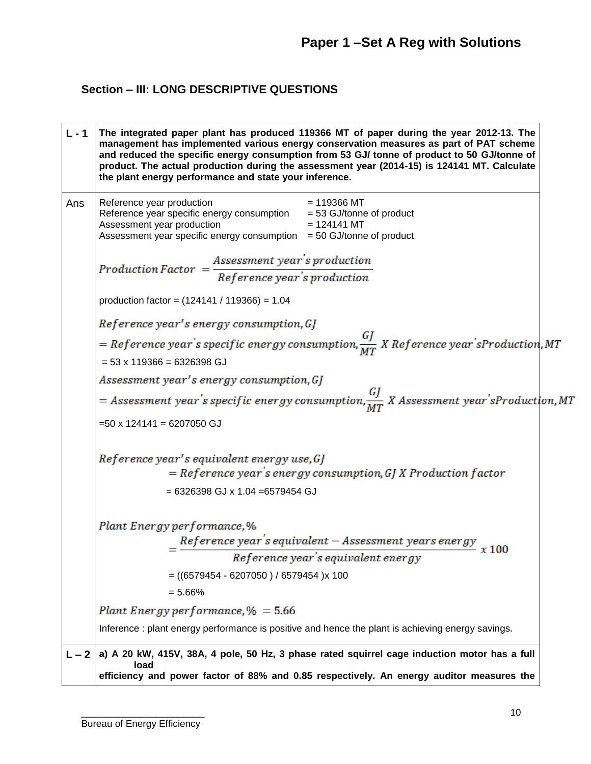## Section – III: LONG DESCRIPTIVE QUESTIONS

**L - 1** **The integrated paper plant has produced 119366 MT of paper during the year 2012-13. The management has implemented various energy conservation measures as part of PAT scheme and reduced the specific energy consumption from 53 GJ/ tonne of product to 50 GJ/tonne of product. The actual production during the assessment year (2014-15) is 124141 MT. Calculate the plant energy performance and state your inference.**

**Ans**

| | |
|---|---|
| Reference year production | = 119366 MT |
| Reference year specific energy consumption | = 53 GJ/tonne of product |
| Assessment year production | = 124141 MT |
| Assessment year specific energy consumption | = 50 GJ/tonne of product |

$$Production\,Factor = \frac{Assessment\ year's\ production}{Reference\ year's\ production}$$

production factor = (124141 / 119366) = 1.04

$$Reference\ year's\ energy\ consumption, GJ = Reference\ year's\ specific\ energy\ consumption, \frac{GJ}{MT}\ X\ Reference\ year's Production, MT$$

= 53 x 119366 = 6326398 GJ

$$Assessment\ year's\ energy\ consumption, GJ = Assessment\ year's\ specific\ energy\ consumption, \frac{GJ}{MT}\ X\ Assessment\ year's Production, MT$$

=50 x 124141 = 6207050 GJ

$$Reference\ year's\ equivalent\ energy\ use, GJ = Reference\ year's\ energy\ consumption, GJ\ X\ Production\ factor$$

= 6326398 GJ x 1.04 =6579454 GJ

$$Plant\ Energy\ performance, \% = \frac{Reference\ year's\ equivalent - Assessment\ years\ energy}{Reference\ year's\ equivalent\ energy}\ x\ 100$$

= ((6579454 - 6207050 ) / 6579454 )x 100

= 5.66%

$$Plant\ Energy\ performance, \% = 5.66$$

Inference : plant energy performance is positive and hence the plant is achieving energy savings.

**L – 2** **a) A 20 kW, 415V, 38A, 4 pole, 50 Hz, 3 phase rated squirrel cage induction motor has a full load efficiency and power factor of 88% and 0.85 respectively. An energy auditor measures the**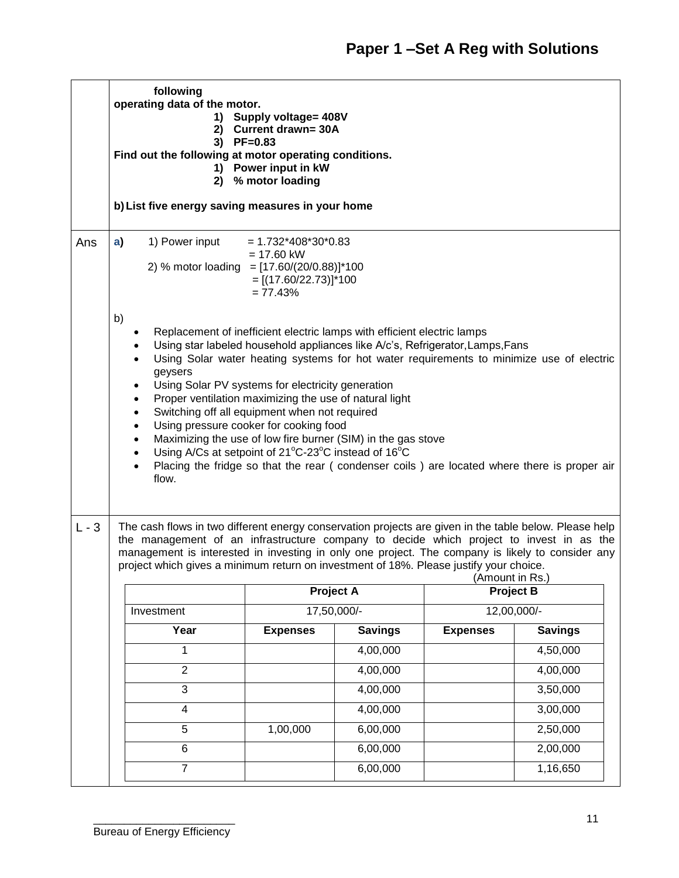following operating data of the motor.

1) Supply voltage= 408V
2) Current drawn= 30A
3) PF=0.83

**Find out the following at motor operating conditions.**

1) Power input in kW
2) % motor loading

**b) List five energy saving measures in your home**

**Ans**

**a)** 1) Power input = 1.732*408*30*0.83
= 17.60 kW

2) % motor loading = [17.60/(20/0.88)]*100
= [(17.60/22.73)]*100
= 77.43%

b)

- Replacement of inefficient electric lamps with efficient electric lamps
- Using star labeled household appliances like A/c's, Refrigerator,Lamps,Fans
- Using Solar water heating systems for hot water requirements to minimize use of electric geysers
- Using Solar PV systems for electricity generation
- Proper ventilation maximizing the use of natural light
- Switching off all equipment when not required
- Using pressure cooker for cooking food
- Maximizing the use of low fire burner (SIM) in the gas stove
- Using A/Cs at setpoint of 21$^{o}$C-23$^{o}$C instead of 16$^{o}$C
- Placing the fridge so that the rear ( condenser coils ) are located where there is proper air flow.

**L - 3**

The cash flows in two different energy conservation projects are given in the table below. Please help the management of an infrastructure company to decide which project to invest in as the management is interested in investing in only one project. The company is likely to consider any project which gives a minimum return on investment of 18%. Please justify your choice.

(Amount in Rs.)

| | Project A | | Project B | |
|---|---|---|---|---|
| Investment | 17,50,000/- | | 12,00,000/- | |
| **Year** | **Expenses** | **Savings** | **Expenses** | **Savings** |
| 1 | | 4,00,000 | | 4,50,000 |
| 2 | | 4,00,000 | | 4,00,000 |
| 3 | | 4,00,000 | | 3,50,000 |
| 4 | | 4,00,000 | | 3,00,000 |
| 5 | 1,00,000 | 6,00,000 | | 2,50,000 |
| 6 | | 6,00,000 | | 2,00,000 |
| 7 | | 6,00,000 | | 1,16,650 |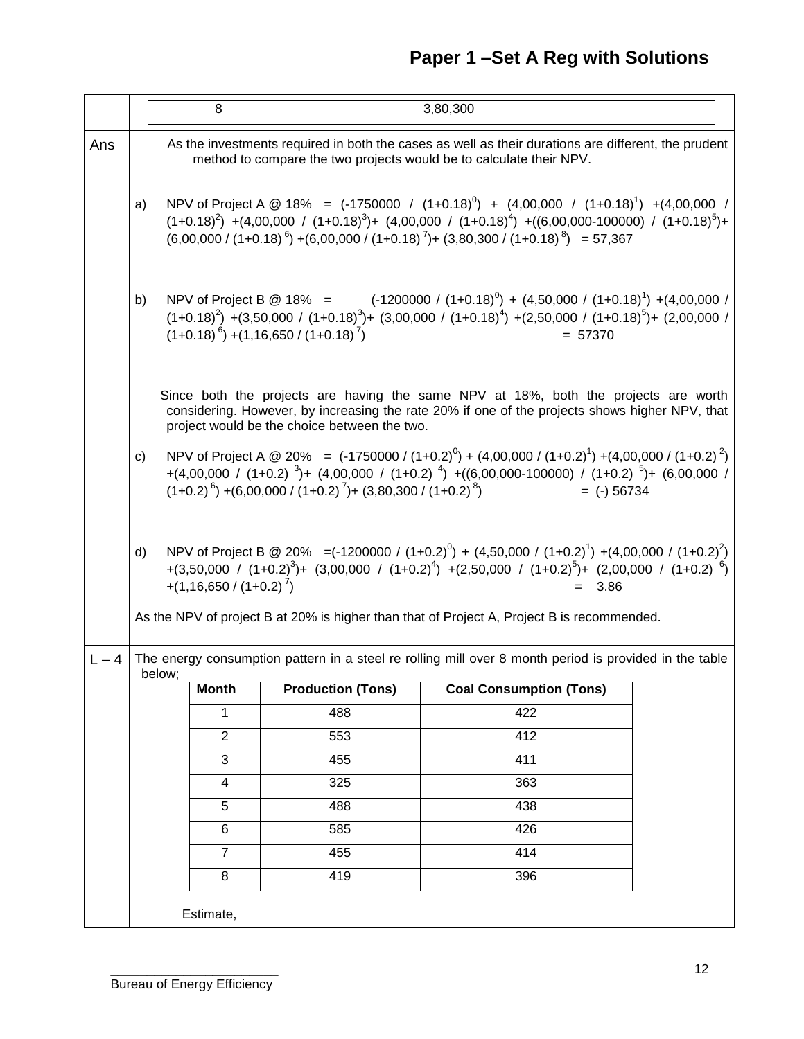| 8 | | 3,80,300 | | |
|---|---|---|---|---|

**Ans**

As the investments required in both the cases as well as their durations are different, the prudent method to compare the two projects would be to calculate their NPV.

a) NPV of Project A @ 18% = $(-1750000 / (1+0.18)^0) + (4,00,000 / (1+0.18)^1) + (4,00,000 / (1+0.18)^2) + (4,00,000 / (1+0.18)^3) + (4,00,000 / (1+0.18)^4) + ((6,00,000-100000) / (1+0.18)^5) + (6,00,000 / (1+0.18)^6) + (6,00,000 / (1+0.18)^7) + (3,80,300 / (1+0.18)^8)$ = 57,367

b) NPV of Project B @ 18% = $(-1200000 / (1+0.18)^0) + (4,50,000 / (1+0.18)^1) + (4,00,000 / (1+0.18)^2) + (3,50,000 / (1+0.18)^3) + (3,00,000 / (1+0.18)^4) + (2,50,000 / (1+0.18)^5) + (2,00,000 / (1+0.18)^6) + (1,16,650 / (1+0.18)^7)$ = 57370

Since both the projects are having the same NPV at 18%, both the projects are worth considering. However, by increasing the rate 20% if one of the projects shows higher NPV, that project would be the choice between the two.

c) NPV of Project A @ 20% = $(-1750000 / (1+0.2)^0) + (4,00,000 / (1+0.2)^1) + (4,00,000 / (1+0.2)^2) + (4,00,000 / (1+0.2)^3) + (4,00,000 / (1+0.2)^4) + ((6,00,000-100000) / (1+0.2)^5) + (6,00,000 / (1+0.2)^6) + (6,00,000 / (1+0.2)^7) + (3,80,300 / (1+0.2)^8)$ = (-) 56734

d) NPV of Project B @ 20% = $(-1200000 / (1+0.2)^0) + (4,50,000 / (1+0.2)^1) + (4,00,000 / (1+0.2)^2) + (3,50,000 / (1+0.2)^3) + (3,00,000 / (1+0.2)^4) + (2,50,000 / (1+0.2)^5) + (2,00,000 / (1+0.2)^6) + (1,16,650 / (1+0.2)^7)$ = 3.86

As the NPV of project B at 20% is higher than that of Project A, Project B is recommended.

**L – 4** The energy consumption pattern in a steel re rolling mill over 8 month period is provided in the table below;

| Month | Production (Tons) | Coal Consumption (Tons) |
|---|---|---|
| 1 | 488 | 422 |
| 2 | 553 | 412 |
| 3 | 455 | 411 |
| 4 | 325 | 363 |
| 5 | 488 | 438 |
| 6 | 585 | 426 |
| 7 | 455 | 414 |
| 8 | 419 | 396 |

Estimate,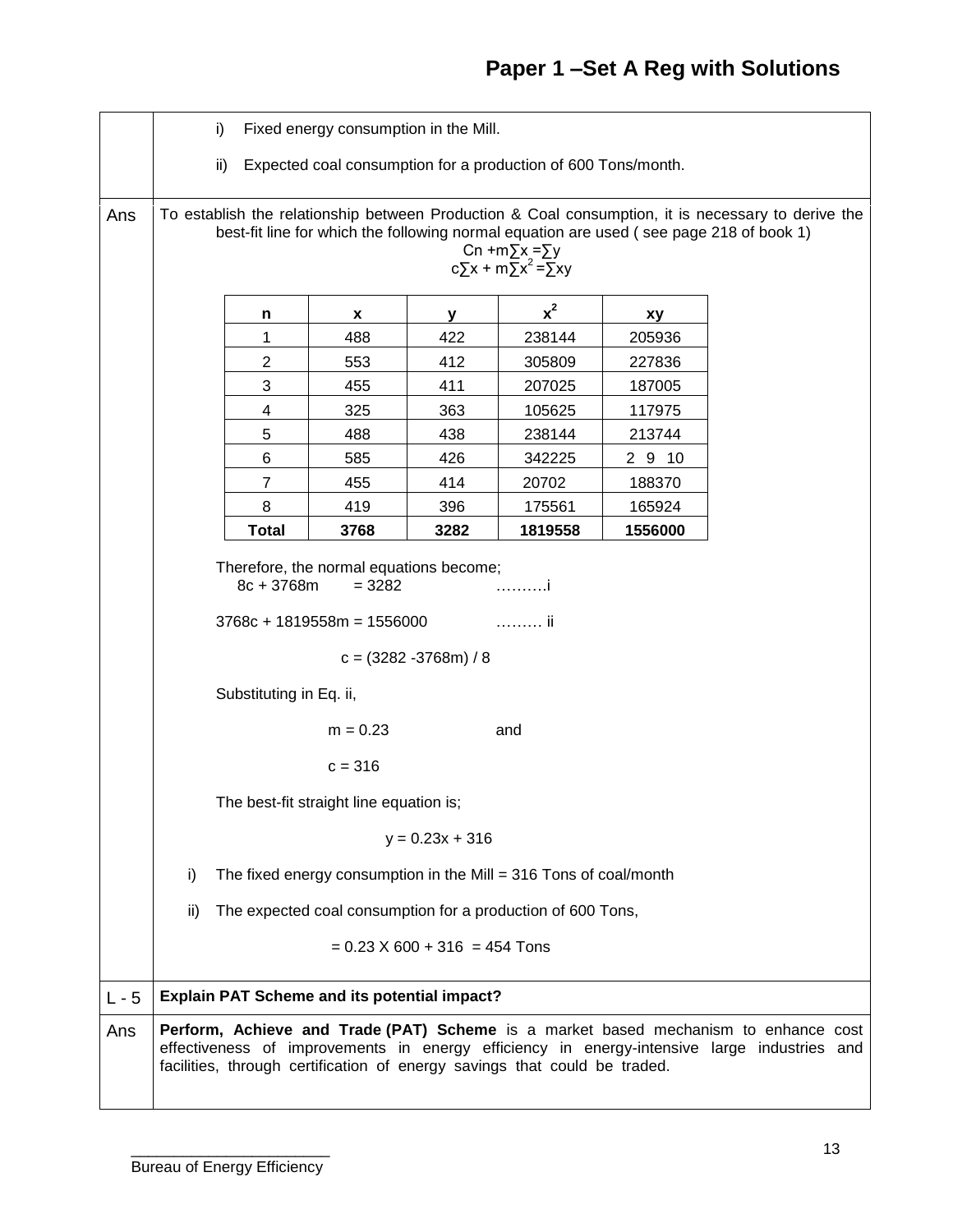| | |
|---|---|
| | i) Fixed energy consumption in the Mill. |
| | ii) Expected coal consumption for a production of 600 Tons/month. |

**Ans**

To establish the relationship between Production & Coal consumption, it is necessary to derive the best-fit line for which the following normal equation are used ( see page 218 of book 1)

$$Cn + m\sum x = \sum y$$
$$c\sum x + m\sum x^2 = \sum xy$$

| n | x | y | $x^2$ | xy |
|---|---|---|---|---|
| 1 | 488 | 422 | 238144 | 205936 |
| 2 | 553 | 412 | 305809 | 227836 |
| 3 | 455 | 411 | 207025 | 187005 |
| 4 | 325 | 363 | 105625 | 117975 |
| 5 | 488 | 438 | 238144 | 213744 |
| 6 | 585 | 426 | 342225 | 2 9 10 |
| 7 | 455 | 414 | 20702 | 188370 |
| 8 | 419 | 396 | 175561 | 165924 |
| **Total** | **3768** | **3282** | **1819558** | **1556000** |

Therefore, the normal equations become;

$8c + 3768m = 3282$ ……….i

$3768c + 1819558m = 1556000$ ……… ii

$c = (3282 - 3768m) / 8$

Substituting in Eq. ii,

$m = 0.23$ and

$c = 316$

The best-fit straight line equation is;

$$y = 0.23x + 316$$

i) The fixed energy consumption in the Mill = 316 Tons of coal/month

ii) The expected coal consumption for a production of 600 Tons,

$= 0.23 \times 600 + 316 = 454$ Tons

**L - 5** **Explain PAT Scheme and its potential impact?**

**Ans**

**Perform, Achieve and Trade (PAT) Scheme** is a market based mechanism to enhance cost effectiveness of improvements in energy efficiency in energy-intensive large industries and facilities, through certification of energy savings that could be traded.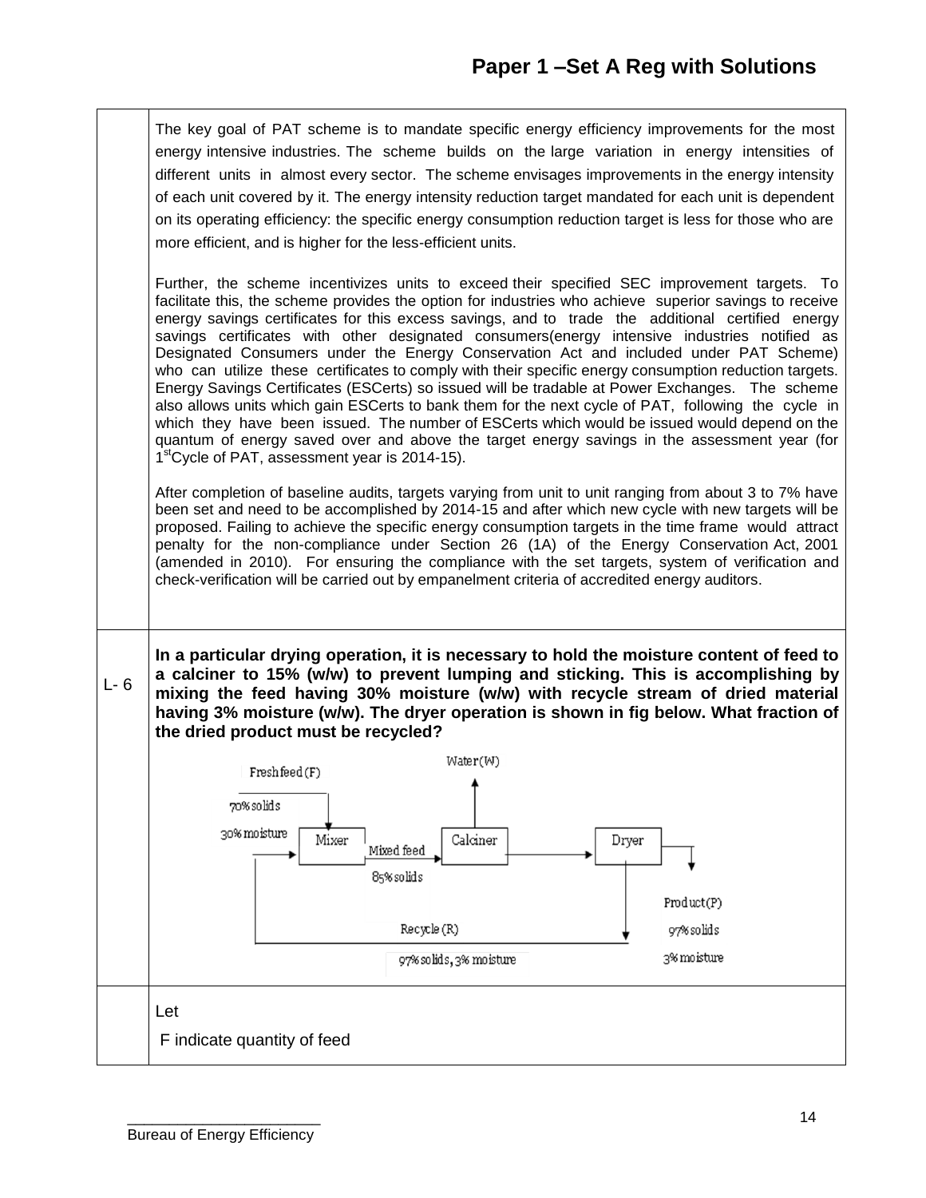The key goal of PAT scheme is to mandate specific energy efficiency improvements for the most energy intensive industries. The scheme builds on the large variation in energy intensities of different units in almost every sector. The scheme envisages improvements in the energy intensity of each unit covered by it. The energy intensity reduction target mandated for each unit is dependent on its operating efficiency: the specific energy consumption reduction target is less for those who are more efficient, and is higher for the less-efficient units.

Further, the scheme incentivizes units to exceed their specified SEC improvement targets. To facilitate this, the scheme provides the option for industries who achieve superior savings to receive energy savings certificates for this excess savings, and to trade the additional certified energy savings certificates with other designated consumers(energy intensive industries notified as Designated Consumers under the Energy Conservation Act and included under PAT Scheme) who can utilize these certificates to comply with their specific energy consumption reduction targets. Energy Savings Certificates (ESCerts) so issued will be tradable at Power Exchanges. The scheme also allows units which gain ESCerts to bank them for the next cycle of PAT, following the cycle in which they have been issued. The number of ESCerts which would be issued would depend on the quantum of energy saved over and above the target energy savings in the assessment year (for 1st Cycle of PAT, assessment year is 2014-15).

After completion of baseline audits, targets varying from unit to unit ranging from about 3 to 7% have been set and need to be accomplished by 2014-15 and after which new cycle with new targets will be proposed. Failing to achieve the specific energy consumption targets in the time frame would attract penalty for the non-compliance under Section 26 (1A) of the Energy Conservation Act, 2001 (amended in 2010). For ensuring the compliance with the set targets, system of verification and check-verification will be carried out by empanelment criteria of accredited energy auditors.

**L- 6** **In a particular drying operation, it is necessary to hold the moisture content of feed to a calciner to 15% (w/w) to prevent lumping and sticking. This is accomplishing by mixing the feed having 30% moisture (w/w) with recycle stream of dried material having 3% moisture (w/w). The dryer operation is shown in fig below. What fraction of the dried product must be recycled?**

Fresh feed (F): 70% solids, 30% moisture → Mixer → Mixed feed (85% solids) → Calciner → Water (W); Calciner → Dryer → Product (P): 97% solids, 3% moisture; Recycle (R): 97% solids, 3% moisture → Mixer

Let

F indicate quantity of feed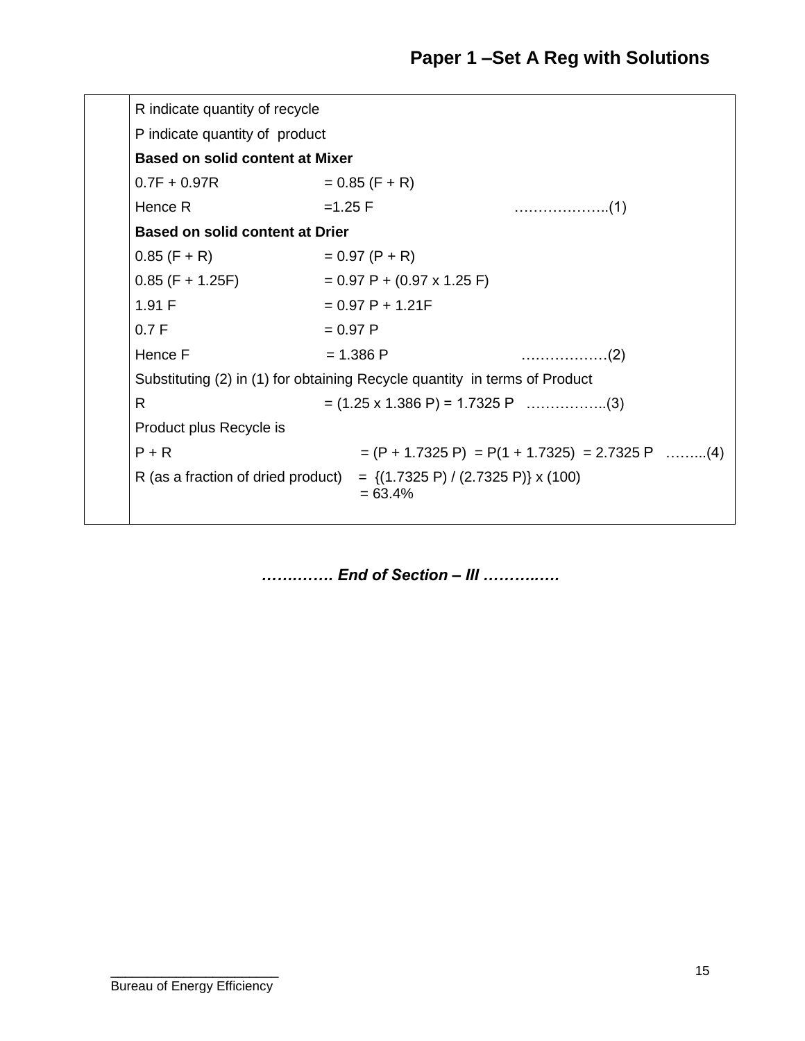| | |
|---|---|
| | R indicate quantity of recycle<br>P indicate quantity of product<br>**Based on solid content at Mixer**<br>0.7F + 0.97R = 0.85 (F + R)<br>Hence R =1.25 F ………………..(1)<br>**Based on solid content at Drier**<br>0.85 (F + R) = 0.97 (P + R)<br>0.85 (F + 1.25F) = 0.97 P + (0.97 x 1.25 F)<br>1.91 F = 0.97 P + 1.21F<br>0.7 F = 0.97 P<br>Hence F = 1.386 P ………………(2)<br>Substituting (2) in (1) for obtaining Recycle quantity in terms of Product<br>R = (1.25 x 1.386 P) = 1.7325 P ……………..(3)<br>Product plus Recycle is<br>P + R = (P + 1.7325 P) = P(1 + 1.7325) = 2.7325 P ……...(4)<br>R (as a fraction of dried product) = {(1.7325 P) / (2.7325 P)} x (100)<br>= 63.4% |

***…………. End of Section – III ………..….***